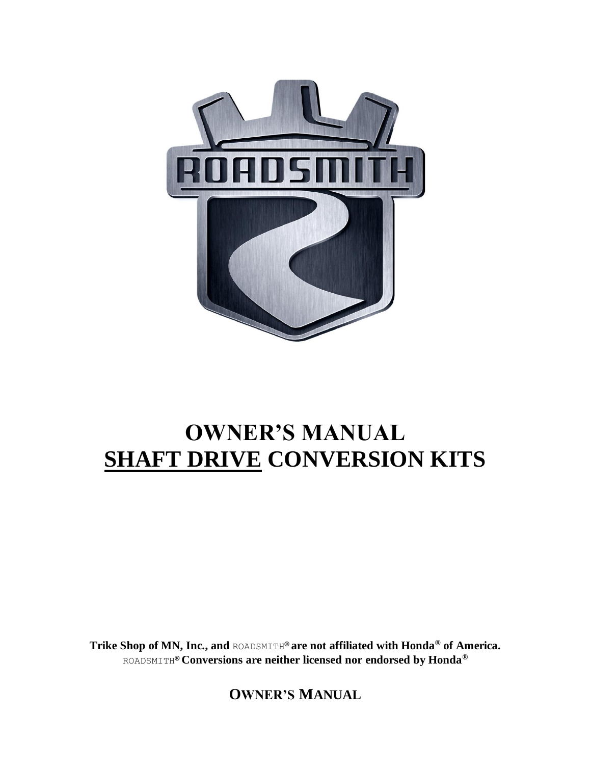# OWNER'S MANUAL
# <u>SHAFT DRIVE</u> CONVERSION KITS

**Trike Shop of MN, Inc., and** ROADSMITH® **are not affiliated with Honda® of America.**
ROADSMITH® **Conversions are neither licensed nor endorsed by Honda®**

**OWNER'S MANUAL**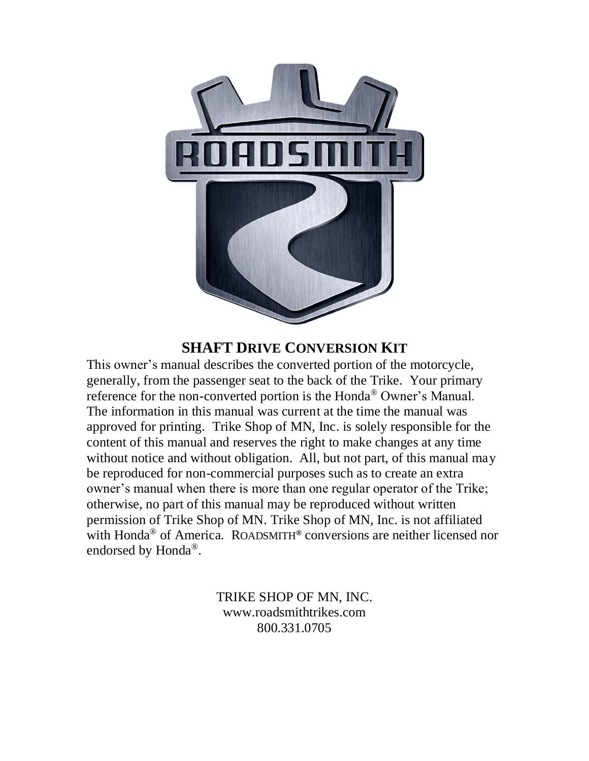## SHAFT DRIVE CONVERSION KIT

This owner's manual describes the converted portion of the motorcycle, generally, from the passenger seat to the back of the Trike. Your primary reference for the non-converted portion is the Honda® Owner's Manual. The information in this manual was current at the time the manual was approved for printing. Trike Shop of MN, Inc. is solely responsible for the content of this manual and reserves the right to make changes at any time without notice and without obligation. All, but not part, of this manual may be reproduced for non-commercial purposes such as to create an extra owner's manual when there is more than one regular operator of the Trike; otherwise, no part of this manual may be reproduced without written permission of Trike Shop of MN. Trike Shop of MN, Inc. is not affiliated with Honda® of America. ROADSMITH® conversions are neither licensed nor endorsed by Honda®.

TRIKE SHOP OF MN, INC.
www.roadsmithtrikes.com
800.331.0705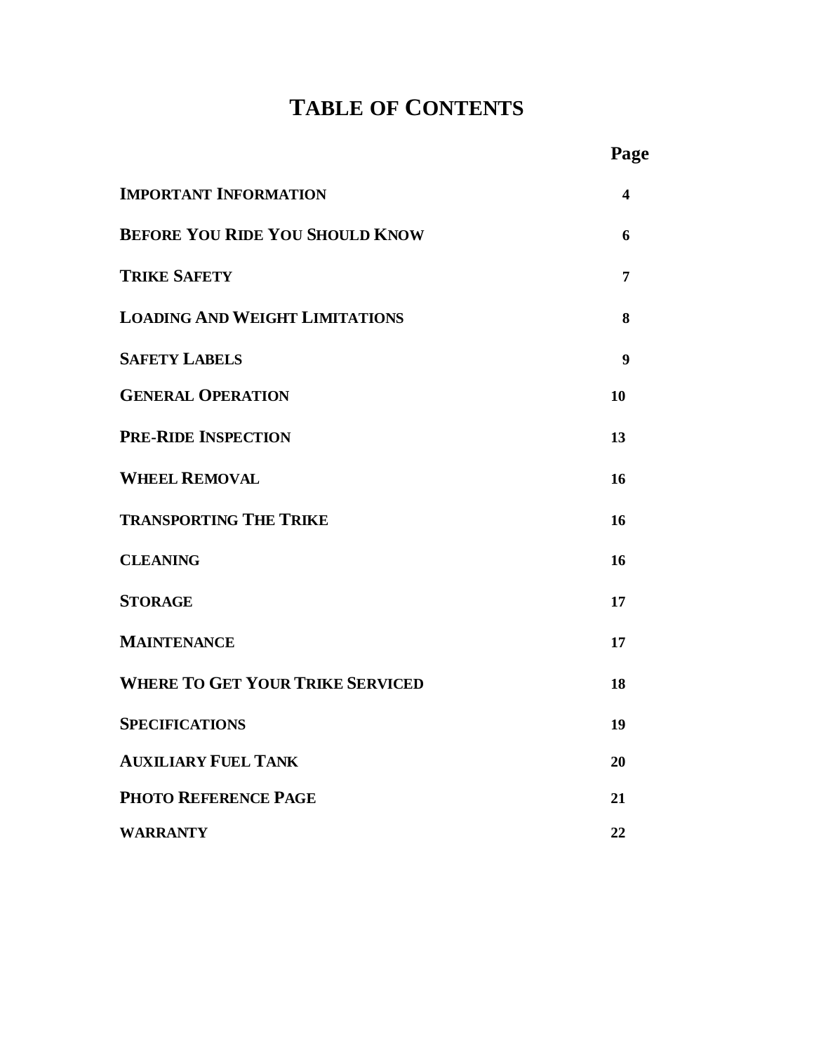# TABLE OF CONTENTS

| | Page |
|---|---|
| **IMPORTANT INFORMATION** | **4** |
| **BEFORE YOU RIDE YOU SHOULD KNOW** | **6** |
| **TRIKE SAFETY** | **7** |
| **LOADING AND WEIGHT LIMITATIONS** | **8** |
| **SAFETY LABELS** | **9** |
| **GENERAL OPERATION** | **10** |
| **PRE-RIDE INSPECTION** | **13** |
| **WHEEL REMOVAL** | **16** |
| **TRANSPORTING THE TRIKE** | **16** |
| **CLEANING** | **16** |
| **STORAGE** | **17** |
| **MAINTENANCE** | **17** |
| **WHERE TO GET YOUR TRIKE SERVICED** | **18** |
| **SPECIFICATIONS** | **19** |
| **AUXILIARY FUEL TANK** | **20** |
| **PHOTO REFERENCE PAGE** | **21** |
| **WARRANTY** | **22** |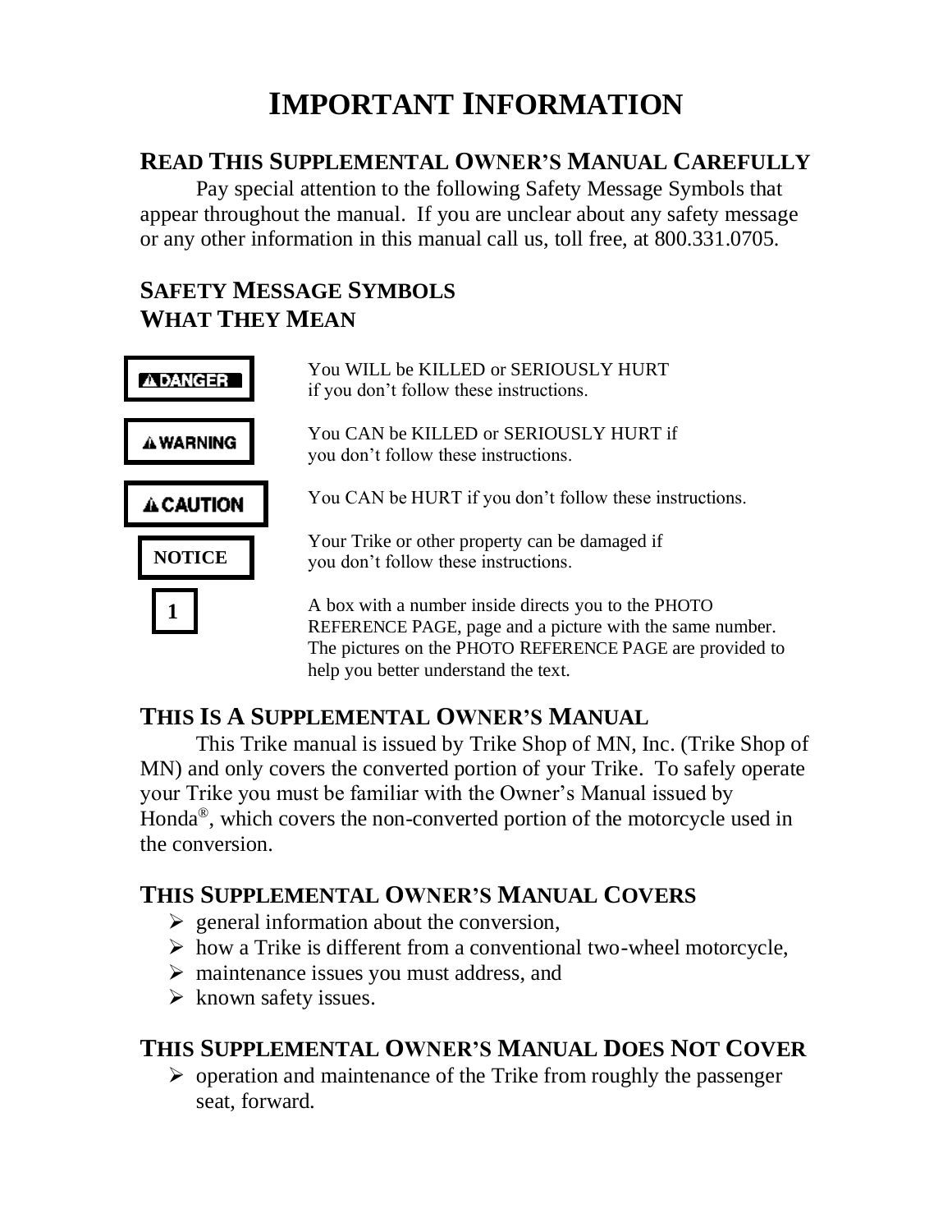# IMPORTANT INFORMATION

## READ THIS SUPPLEMENTAL OWNER'S MANUAL CAREFULLY

Pay special attention to the following Safety Message Symbols that appear throughout the manual. If you are unclear about any safety message or any other information in this manual call us, toll free, at 800.331.0705.

## SAFETY MESSAGE SYMBOLS WHAT THEY MEAN

| Symbol | Meaning |
|---|---|
| ⚠ DANGER | You WILL be KILLED or SERIOUSLY HURT if you don't follow these instructions. |
| ⚠ WARNING | You CAN be KILLED or SERIOUSLY HURT if you don't follow these instructions. |
| ⚠ CAUTION | You CAN be HURT if you don't follow these instructions. |
| NOTICE | Your Trike or other property can be damaged if you don't follow these instructions. |
| 1 | A box with a number inside directs you to the PHOTO REFERENCE PAGE, page and a picture with the same number. The pictures on the PHOTO REFERENCE PAGE are provided to help you better understand the text. |

## THIS IS A SUPPLEMENTAL OWNER'S MANUAL

This Trike manual is issued by Trike Shop of MN, Inc. (Trike Shop of MN) and only covers the converted portion of your Trike. To safely operate your Trike you must be familiar with the Owner's Manual issued by Honda®, which covers the non-converted portion of the motorcycle used in the conversion.

## THIS SUPPLEMENTAL OWNER'S MANUAL COVERS

- general information about the conversion,
- how a Trike is different from a conventional two-wheel motorcycle,
- maintenance issues you must address, and
- known safety issues.

## THIS SUPPLEMENTAL OWNER'S MANUAL DOES NOT COVER

- operation and maintenance of the Trike from roughly the passenger seat, forward.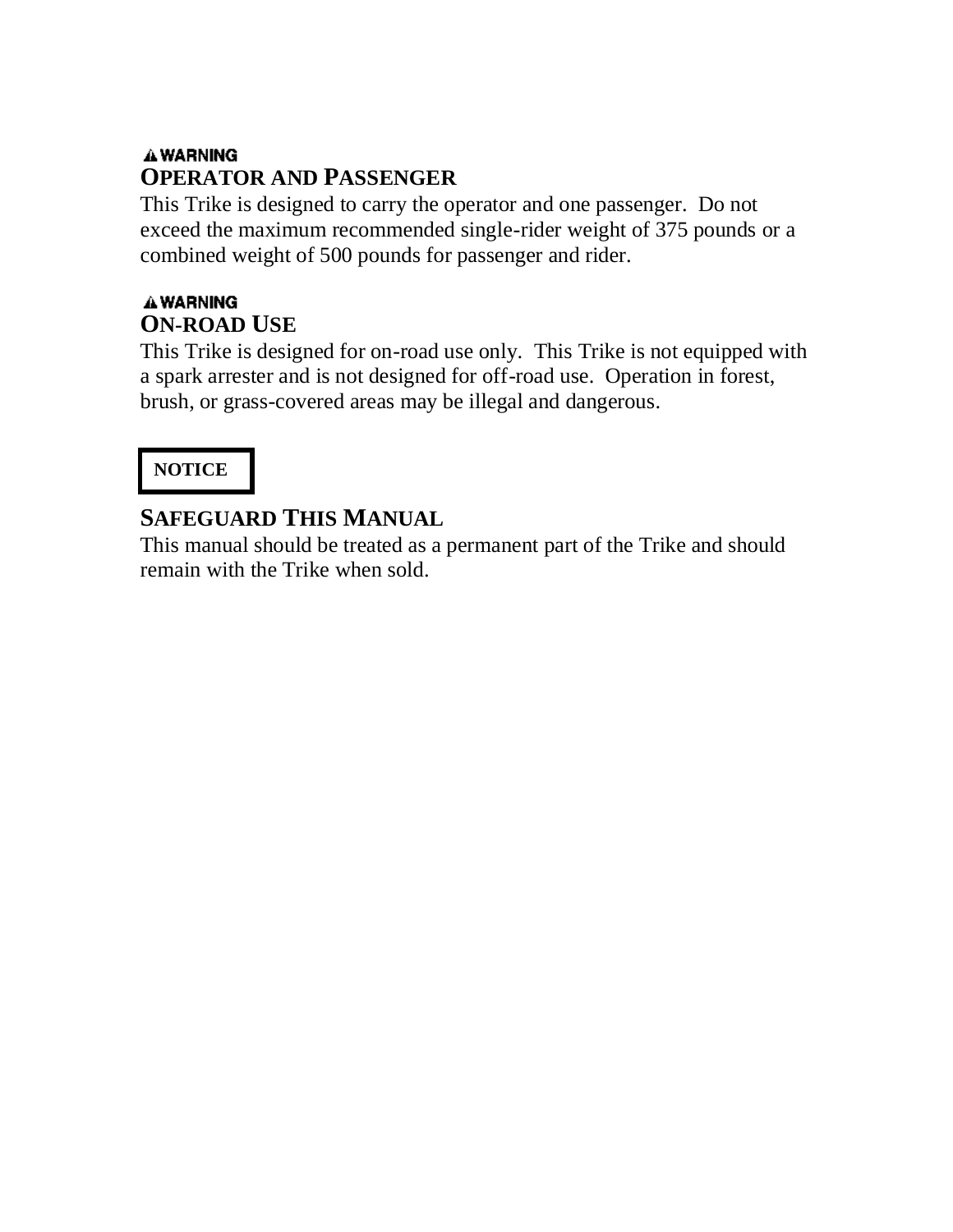**⚠ WARNING**

## OPERATOR AND PASSENGER

This Trike is designed to carry the operator and one passenger. Do not exceed the maximum recommended single-rider weight of 375 pounds or a combined weight of 500 pounds for passenger and rider.

**⚠ WARNING**

## ON-ROAD USE

This Trike is designed for on-road use only. This Trike is not equipped with a spark arrester and is not designed for off-road use. Operation in forest, brush, or grass-covered areas may be illegal and dangerous.

**NOTICE**

## SAFEGUARD THIS MANUAL

This manual should be treated as a permanent part of the Trike and should remain with the Trike when sold.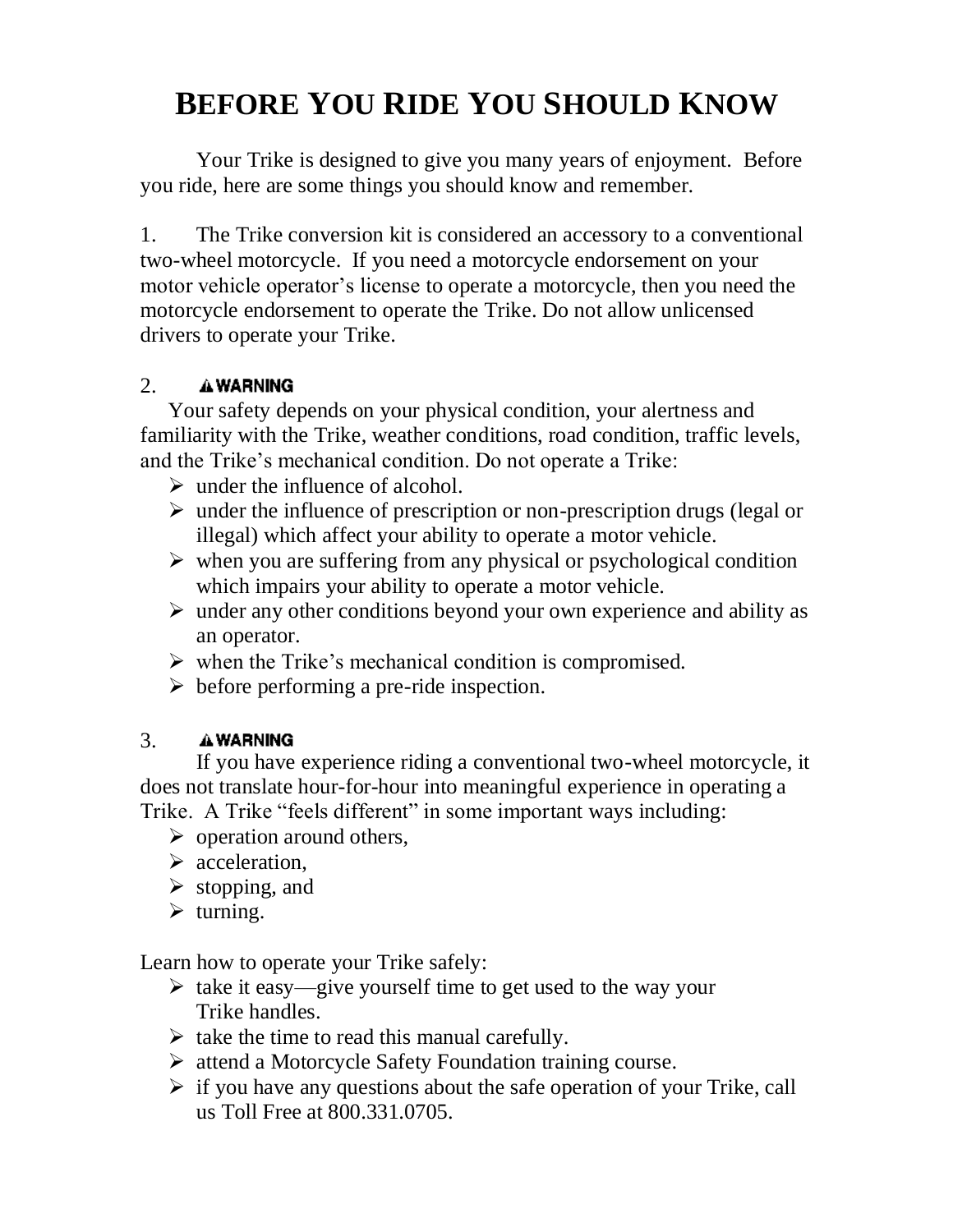# BEFORE YOU RIDE YOU SHOULD KNOW

Your Trike is designed to give you many years of enjoyment. Before you ride, here are some things you should know and remember.

1. The Trike conversion kit is considered an accessory to a conventional two-wheel motorcycle. If you need a motorcycle endorsement on your motor vehicle operator's license to operate a motorcycle, then you need the motorcycle endorsement to operate the Trike. Do not allow unlicensed drivers to operate your Trike.

2. **⚠ WARNING**

Your safety depends on your physical condition, your alertness and familiarity with the Trike, weather conditions, road condition, traffic levels, and the Trike's mechanical condition. Do not operate a Trike:

- under the influence of alcohol.
- under the influence of prescription or non-prescription drugs (legal or illegal) which affect your ability to operate a motor vehicle.
- when you are suffering from any physical or psychological condition which impairs your ability to operate a motor vehicle.
- under any other conditions beyond your own experience and ability as an operator.
- when the Trike's mechanical condition is compromised.
- before performing a pre-ride inspection.

3. **⚠ WARNING**

If you have experience riding a conventional two-wheel motorcycle, it does not translate hour-for-hour into meaningful experience in operating a Trike. A Trike "feels different" in some important ways including:

- operation around others,
- acceleration,
- stopping, and
- turning.

Learn how to operate your Trike safely:

- take it easy—give yourself time to get used to the way your Trike handles.
- take the time to read this manual carefully.
- attend a Motorcycle Safety Foundation training course.
- if you have any questions about the safe operation of your Trike, call us Toll Free at 800.331.0705.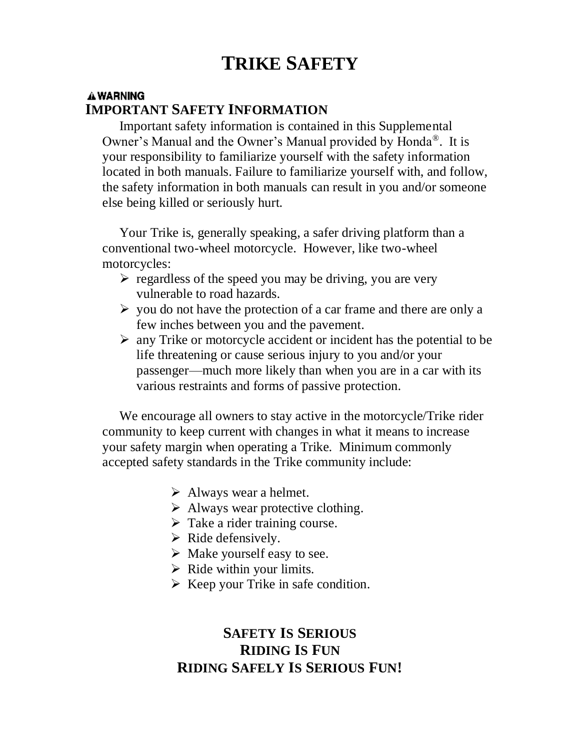# TRIKE SAFETY

**⚠ WARNING**

## IMPORTANT SAFETY INFORMATION

Important safety information is contained in this Supplemental Owner's Manual and the Owner's Manual provided by Honda®. It is your responsibility to familiarize yourself with the safety information located in both manuals. Failure to familiarize yourself with, and follow, the safety information in both manuals can result in you and/or someone else being killed or seriously hurt.

Your Trike is, generally speaking, a safer driving platform than a conventional two-wheel motorcycle. However, like two-wheel motorcycles:

- regardless of the speed you may be driving, you are very vulnerable to road hazards.
- you do not have the protection of a car frame and there are only a few inches between you and the pavement.
- any Trike or motorcycle accident or incident has the potential to be life threatening or cause serious injury to you and/or your passenger—much more likely than when you are in a car with its various restraints and forms of passive protection.

We encourage all owners to stay active in the motorcycle/Trike rider community to keep current with changes in what it means to increase your safety margin when operating a Trike. Minimum commonly accepted safety standards in the Trike community include:

- Always wear a helmet.
- Always wear protective clothing.
- Take a rider training course.
- Ride defensively.
- Make yourself easy to see.
- Ride within your limits.
- Keep your Trike in safe condition.

**SAFETY IS SERIOUS**
**RIDING IS FUN**
**RIDING SAFELY IS SERIOUS FUN!**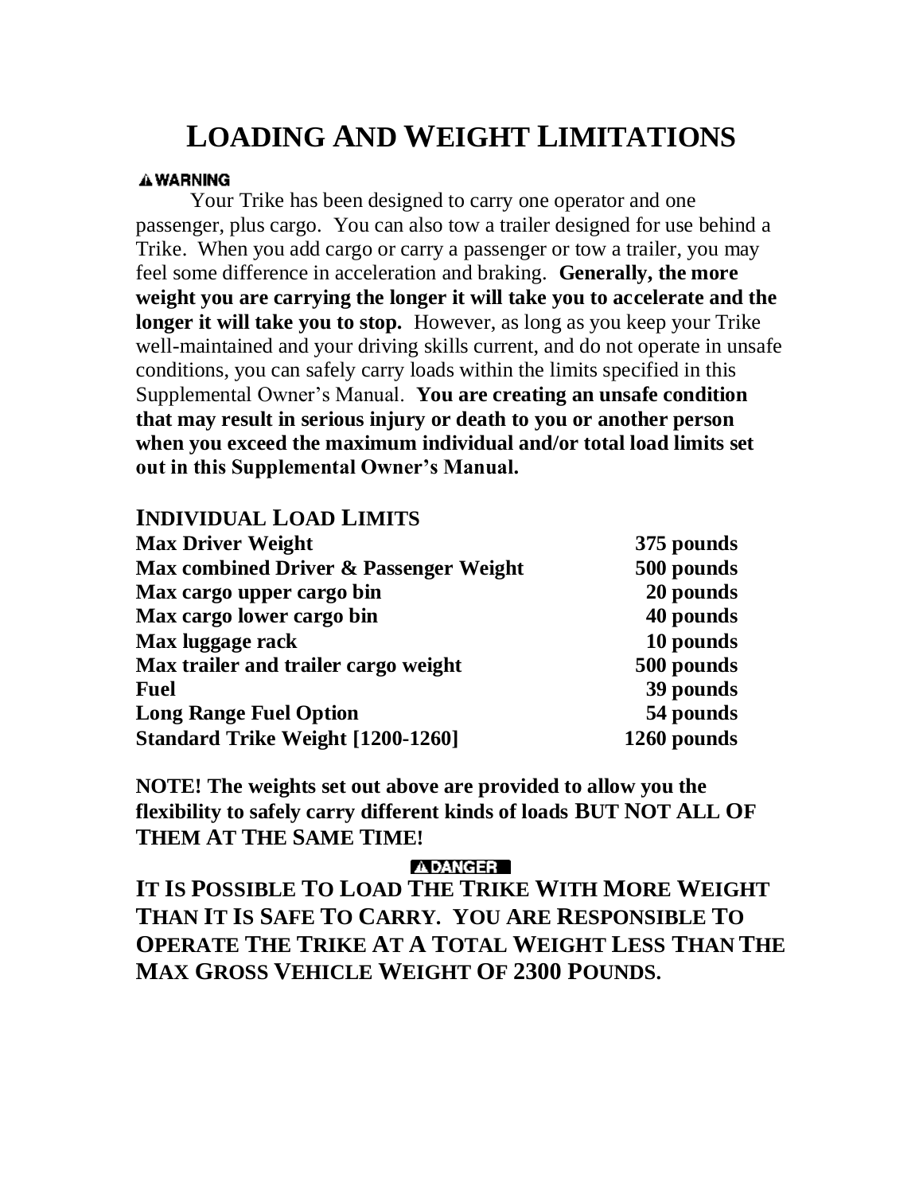# LOADING AND WEIGHT LIMITATIONS

**⚠ WARNING**

Your Trike has been designed to carry one operator and one passenger, plus cargo. You can also tow a trailer designed for use behind a Trike. When you add cargo or carry a passenger or tow a trailer, you may feel some difference in acceleration and braking. **Generally, the more weight you are carrying the longer it will take you to accelerate and the longer it will take you to stop.** However, as long as you keep your Trike well-maintained and your driving skills current, and do not operate in unsafe conditions, you can safely carry loads within the limits specified in this Supplemental Owner's Manual. **You are creating an unsafe condition that may result in serious injury or death to you or another person when you exceed the maximum individual and/or total load limits set out in this Supplemental Owner's Manual.**

## INDIVIDUAL LOAD LIMITS

| | |
|---|---|
| **Max Driver Weight** | **375 pounds** |
| **Max combined Driver & Passenger Weight** | **500 pounds** |
| **Max cargo upper cargo bin** | **20 pounds** |
| **Max cargo lower cargo bin** | **40 pounds** |
| **Max luggage rack** | **10 pounds** |
| **Max trailer and trailer cargo weight** | **500 pounds** |
| **Fuel** | **39 pounds** |
| **Long Range Fuel Option** | **54 pounds** |
| **Standard Trike Weight [1200-1260]** | **1260 pounds** |

**NOTE! The weights set out above are provided to allow you the flexibility to safely carry different kinds of loads BUT NOT ALL OF THEM AT THE SAME TIME!**

**⚠ DANGER**

**IT IS POSSIBLE TO LOAD THE TRIKE WITH MORE WEIGHT THAN IT IS SAFE TO CARRY. YOU ARE RESPONSIBLE TO OPERATE THE TRIKE AT A TOTAL WEIGHT LESS THAN THE MAX GROSS VEHICLE WEIGHT OF 2300 POUNDS.**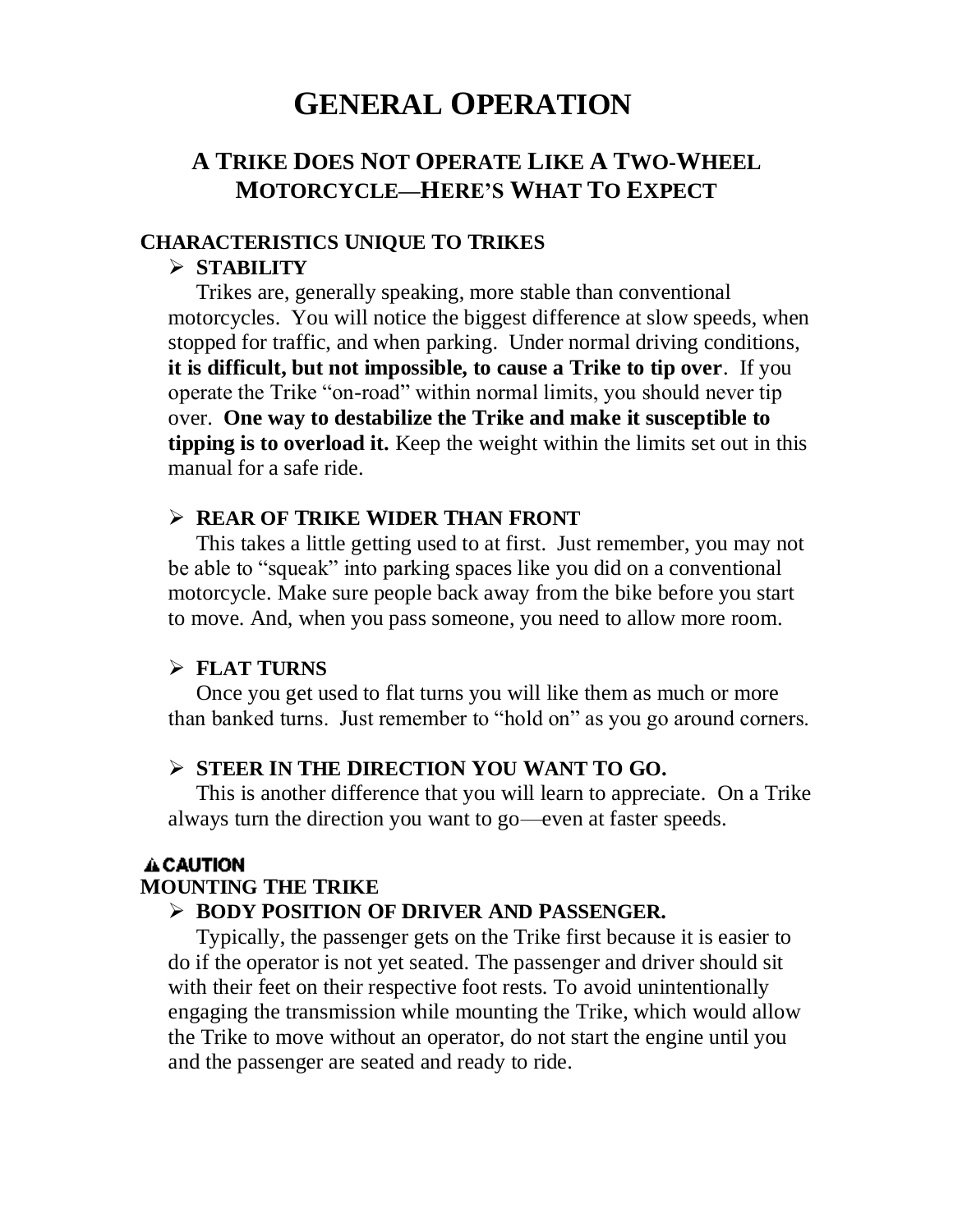# GENERAL OPERATION

## A TRIKE DOES NOT OPERATE LIKE A TWO-WHEEL MOTORCYCLE—HERE'S WHAT TO EXPECT

### CHARACTERISTICS UNIQUE TO TRIKES

- **STABILITY**

  Trikes are, generally speaking, more stable than conventional motorcycles. You will notice the biggest difference at slow speeds, when stopped for traffic, and when parking. Under normal driving conditions, **it is difficult, but not impossible, to cause a Trike to tip over**. If you operate the Trike "on-road" within normal limits, you should never tip over. **One way to destabilize the Trike and make it susceptible to tipping is to overload it.** Keep the weight within the limits set out in this manual for a safe ride.

- **REAR OF TRIKE WIDER THAN FRONT**

  This takes a little getting used to at first. Just remember, you may not be able to "squeak" into parking spaces like you did on a conventional motorcycle. Make sure people back away from the bike before you start to move. And, when you pass someone, you need to allow more room.

- **FLAT TURNS**

  Once you get used to flat turns you will like them as much or more than banked turns. Just remember to "hold on" as you go around corners.

- **STEER IN THE DIRECTION YOU WANT TO GO.**

  This is another difference that you will learn to appreciate. On a Trike always turn the direction you want to go—even at faster speeds.

**⚠ CAUTION**

### MOUNTING THE TRIKE

- **BODY POSITION OF DRIVER AND PASSENGER.**

  Typically, the passenger gets on the Trike first because it is easier to do if the operator is not yet seated. The passenger and driver should sit with their feet on their respective foot rests. To avoid unintentionally engaging the transmission while mounting the Trike, which would allow the Trike to move without an operator, do not start the engine until you and the passenger are seated and ready to ride.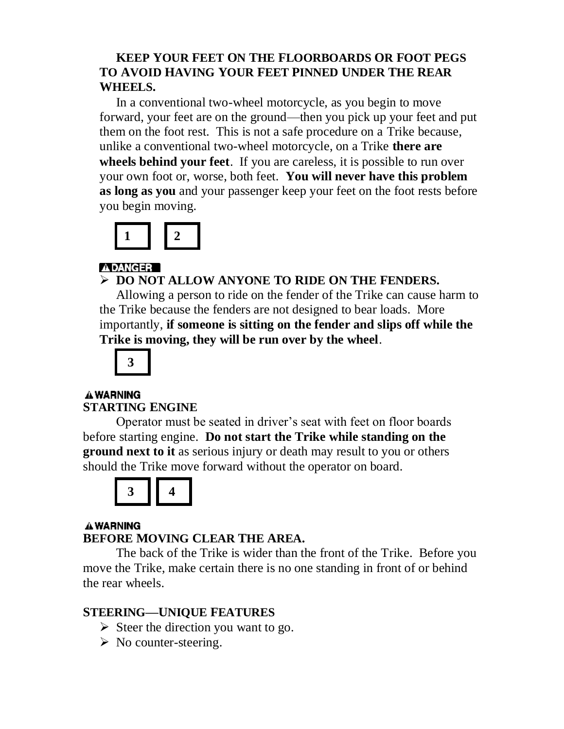**KEEP YOUR FEET ON THE FLOORBOARDS OR FOOT PEGS TO AVOID HAVING YOUR FEET PINNED UNDER THE REAR WHEELS.**

In a conventional two-wheel motorcycle, as you begin to move forward, your feet are on the ground—then you pick up your feet and put them on the foot rest. This is not a safe procedure on a Trike because, unlike a conventional two-wheel motorcycle, on a Trike **there are wheels behind your feet**. If you are careless, it is possible to run over your own foot or, worse, both feet. **You will never have this problem as long as you** and your passenger keep your feet on the foot rests before you begin moving.

**1** **2**

**⚠DANGER**

- **DO NOT ALLOW ANYONE TO RIDE ON THE FENDERS.**

Allowing a person to ride on the fender of the Trike can cause harm to the Trike because the fenders are not designed to bear loads. More importantly, **if someone is sitting on the fender and slips off while the Trike is moving, they will be run over by the wheel**.

**3**

**⚠WARNING**

**STARTING ENGINE**

Operator must be seated in driver's seat with feet on floor boards before starting engine. **Do not start the Trike while standing on the ground next to it** as serious injury or death may result to you or others should the Trike move forward without the operator on board.

**3** **4**

**⚠WARNING**

**BEFORE MOVING CLEAR THE AREA.**

The back of the Trike is wider than the front of the Trike. Before you move the Trike, make certain there is no one standing in front of or behind the rear wheels.

**STEERING—UNIQUE FEATURES**

- Steer the direction you want to go.
- No counter-steering.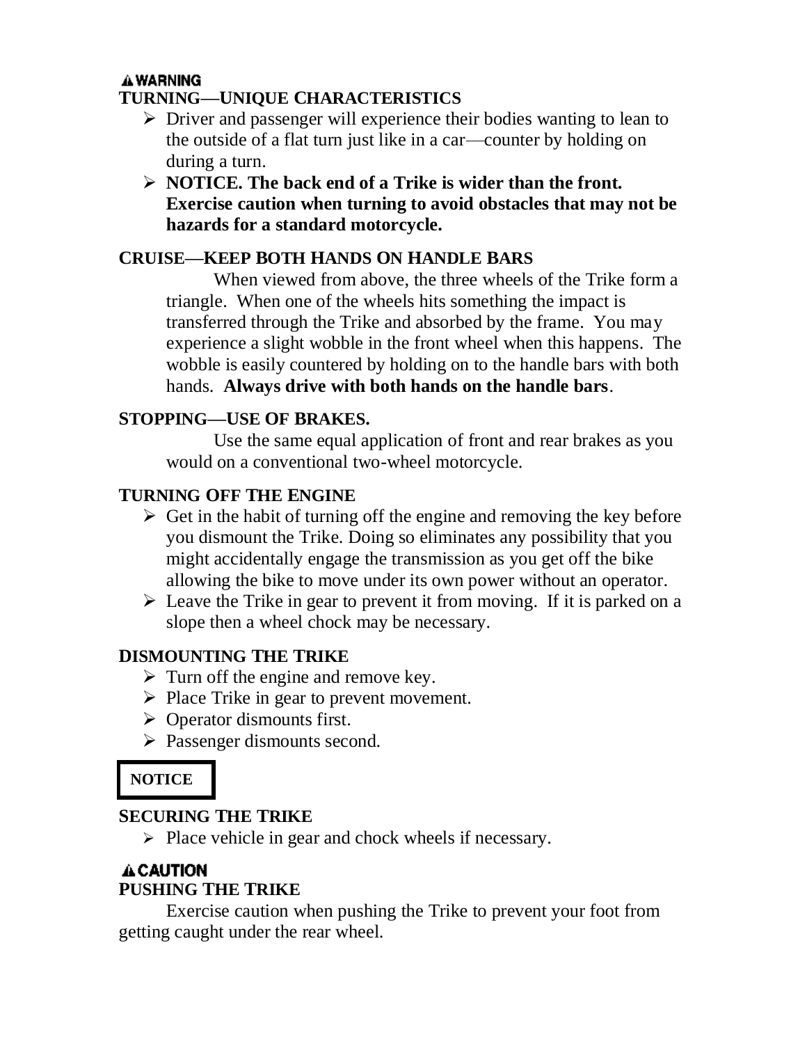**⚠ WARNING**

### TURNING—UNIQUE CHARACTERISTICS

- Driver and passenger will experience their bodies wanting to lean to the outside of a flat turn just like in a car—counter by holding on during a turn.
- **NOTICE. The back end of a Trike is wider than the front. Exercise caution when turning to avoid obstacles that may not be hazards for a standard motorcycle.**

### CRUISE—KEEP BOTH HANDS ON HANDLE BARS

When viewed from above, the three wheels of the Trike form a triangle. When one of the wheels hits something the impact is transferred through the Trike and absorbed by the frame. You may experience a slight wobble in the front wheel when this happens. The wobble is easily countered by holding on to the handle bars with both hands. **Always drive with both hands on the handle bars**.

### STOPPING—USE OF BRAKES.

Use the same equal application of front and rear brakes as you would on a conventional two-wheel motorcycle.

### TURNING OFF THE ENGINE

- Get in the habit of turning off the engine and removing the key before you dismount the Trike. Doing so eliminates any possibility that you might accidentally engage the transmission as you get off the bike allowing the bike to move under its own power without an operator.
- Leave the Trike in gear to prevent it from moving. If it is parked on a slope then a wheel chock may be necessary.

### DISMOUNTING THE TRIKE

- Turn off the engine and remove key.
- Place Trike in gear to prevent movement.
- Operator dismounts first.
- Passenger dismounts second.

**NOTICE**

### SECURING THE TRIKE

- Place vehicle in gear and chock wheels if necessary.

**⚠ CAUTION**

### PUSHING THE TRIKE

Exercise caution when pushing the Trike to prevent your foot from getting caught under the rear wheel.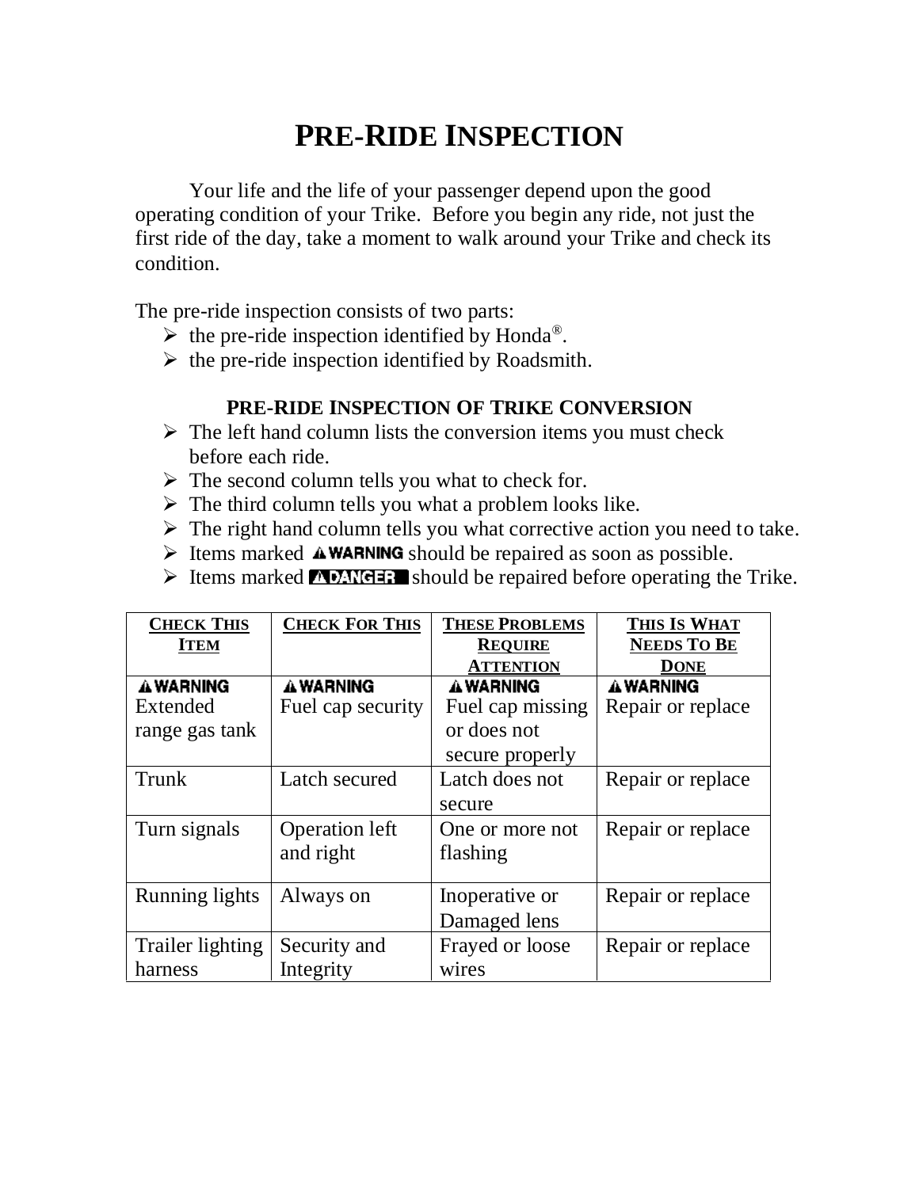# PRE-RIDE INSPECTION

Your life and the life of your passenger depend upon the good operating condition of your Trike. Before you begin any ride, not just the first ride of the day, take a moment to walk around your Trike and check its condition.

The pre-ride inspection consists of two parts:

- the pre-ride inspection identified by Honda®.
- the pre-ride inspection identified by Roadsmith.

### PRE-RIDE INSPECTION OF TRIKE CONVERSION

- The left hand column lists the conversion items you must check before each ride.
- The second column tells you what to check for.
- The third column tells you what a problem looks like.
- The right hand column tells you what corrective action you need to take.
- Items marked ⚠WARNING should be repaired as soon as possible.
- Items marked ⚠DANGER should be repaired before operating the Trike.

| CHECK THIS ITEM | CHECK FOR THIS | THESE PROBLEMS REQUIRE ATTENTION | THIS IS WHAT NEEDS TO BE DONE |
|---|---|---|---|
| ⚠WARNING Extended range gas tank | ⚠WARNING Fuel cap security | ⚠WARNING Fuel cap missing or does not secure properly | ⚠WARNING Repair or replace |
| Trunk | Latch secured | Latch does not secure | Repair or replace |
| Turn signals | Operation left and right | One or more not flashing | Repair or replace |
| Running lights | Always on | Inoperative or Damaged lens | Repair or replace |
| Trailer lighting harness | Security and Integrity | Frayed or loose wires | Repair or replace |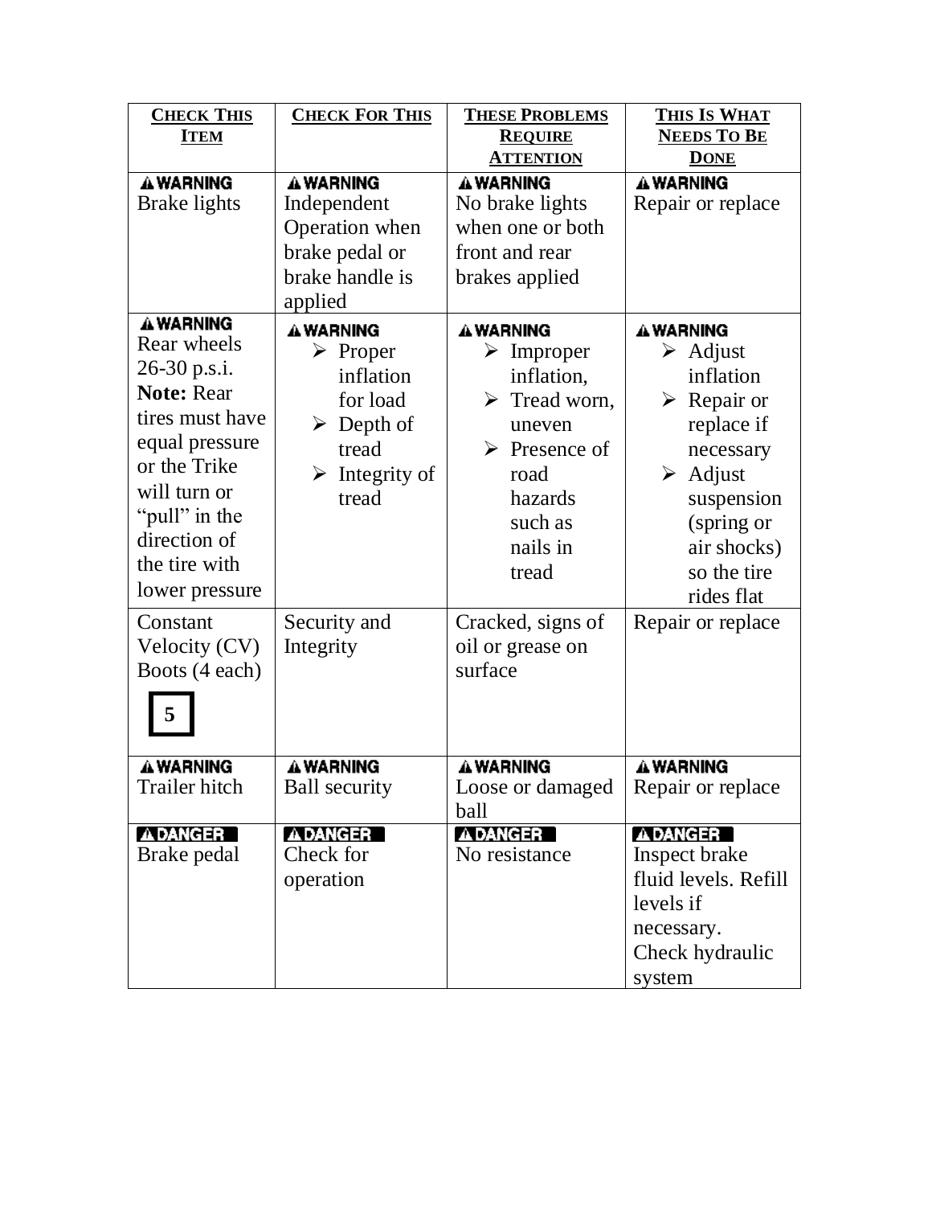| CHECK THIS ITEM | CHECK FOR THIS | THESE PROBLEMS REQUIRE ATTENTION | THIS IS WHAT NEEDS TO BE DONE |
|---|---|---|---|
| ⚠WARNING Brake lights | ⚠WARNING Independent Operation when brake pedal or brake handle is applied | ⚠WARNING No brake lights when one or both front and rear brakes applied | ⚠WARNING Repair or replace |
| ⚠WARNING Rear wheels 26-30 p.s.i. **Note:** Rear tires must have equal pressure or the Trike will turn or "pull" in the direction of the tire with lower pressure | ⚠WARNING <br>➢ Proper inflation for load <br>➢ Depth of tread <br>➢ Integrity of tread | ⚠WARNING <br>➢ Improper inflation, <br>➢ Tread worn, uneven <br>➢ Presence of road hazards such as nails in tread | ⚠WARNING <br>➢ Adjust inflation <br>➢ Repair or replace if necessary <br>➢ Adjust suspension (spring or air shocks) so the tire rides flat |
| Constant Velocity (CV) Boots (4 each) 5 | Security and Integrity | Cracked, signs of oil or grease on surface | Repair or replace |
| ⚠WARNING Trailer hitch | ⚠WARNING Ball security | ⚠WARNING Loose or damaged ball | ⚠WARNING Repair or replace |
| ⚠DANGER Brake pedal | ⚠DANGER Check for operation | ⚠DANGER No resistance | ⚠DANGER Inspect brake fluid levels. Refill levels if necessary. Check hydraulic system |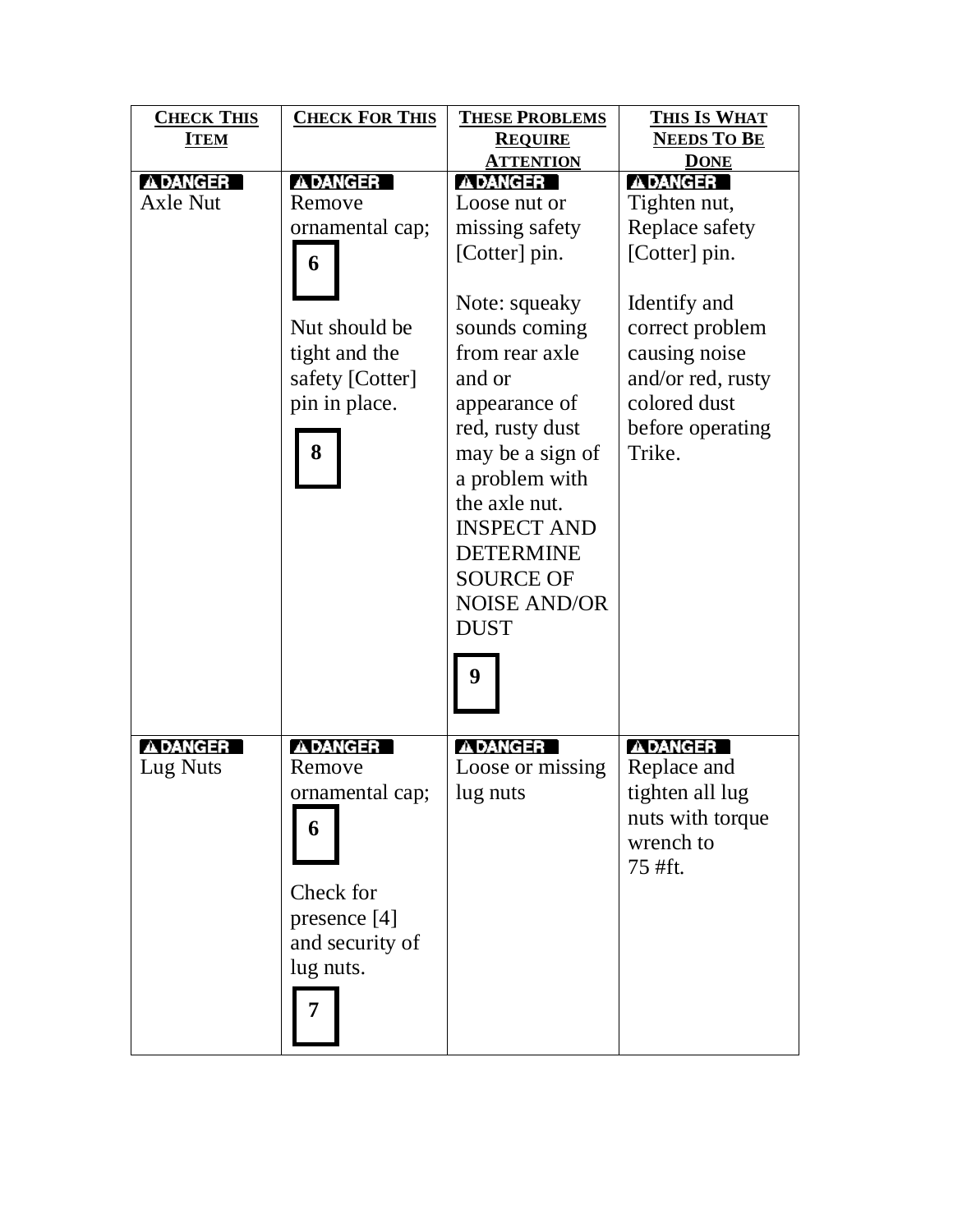| CHECK THIS ITEM | CHECK FOR THIS | THESE PROBLEMS REQUIRE ATTENTION | THIS IS WHAT NEEDS TO BE DONE |
|---|---|---|---|
| ⚠DANGER<br>Axle Nut | ⚠DANGER<br>Remove ornamental cap;<br>**6**<br><br>Nut should be tight and the safety [Cotter] pin in place.<br>**8** | ⚠DANGER<br>Loose nut or missing safety [Cotter] pin.<br><br>Note: squeaky sounds coming from rear axle and or appearance of red, rusty dust may be a sign of a problem with the axle nut. INSPECT AND DETERMINE SOURCE OF NOISE AND/OR DUST<br>**9** | ⚠DANGER<br>Tighten nut, Replace safety [Cotter] pin.<br><br>Identify and correct problem causing noise and/or red, rusty colored dust before operating Trike. |
| ⚠DANGER<br>Lug Nuts | ⚠DANGER<br>Remove ornamental cap;<br>**6**<br><br>Check for presence [4] and security of lug nuts.<br>**7** | ⚠DANGER<br>Loose or missing lug nuts | ⚠DANGER<br>Replace and tighten all lug nuts with torque wrench to 75 #ft. |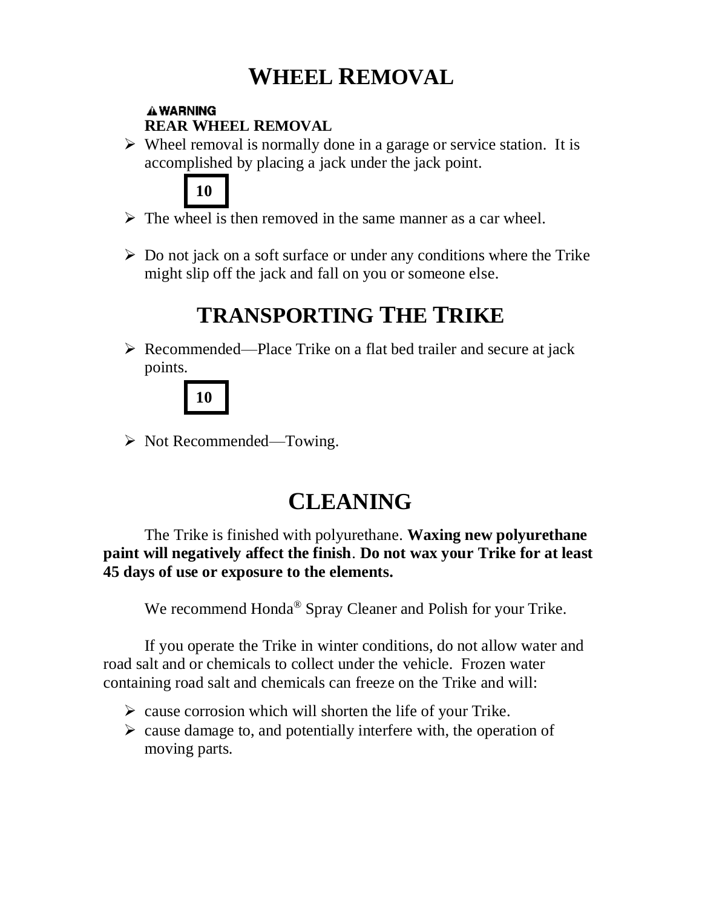# WHEEL REMOVAL

⚠ WARNING
**REAR WHEEL REMOVAL**

- Wheel removal is normally done in a garage or service station. It is accomplished by placing a jack under the jack point.

  **10**

- The wheel is then removed in the same manner as a car wheel.
- Do not jack on a soft surface or under any conditions where the Trike might slip off the jack and fall on you or someone else.

# TRANSPORTING THE TRIKE

- Recommended—Place Trike on a flat bed trailer and secure at jack points.

  **10**

- Not Recommended—Towing.

# CLEANING

The Trike is finished with polyurethane. **Waxing new polyurethane paint will negatively affect the finish**. **Do not wax your Trike for at least 45 days of use or exposure to the elements.**

We recommend Honda® Spray Cleaner and Polish for your Trike.

If you operate the Trike in winter conditions, do not allow water and road salt and or chemicals to collect under the vehicle. Frozen water containing road salt and chemicals can freeze on the Trike and will:

- cause corrosion which will shorten the life of your Trike.
- cause damage to, and potentially interfere with, the operation of moving parts.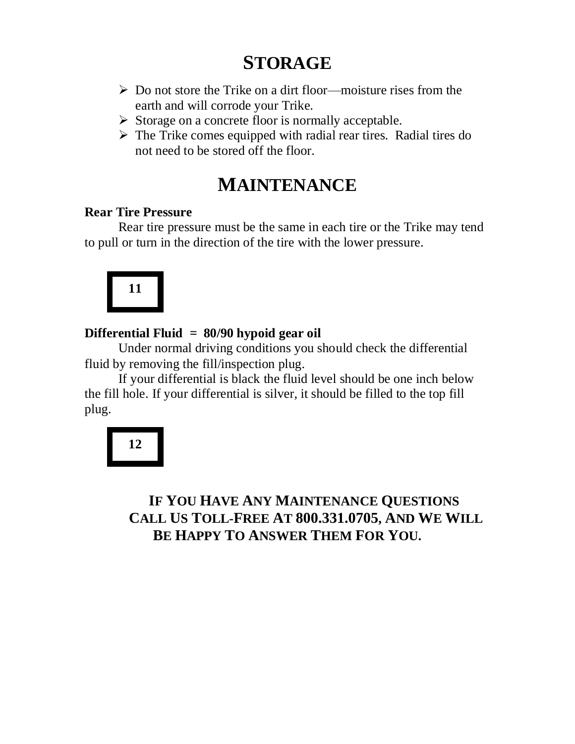# STORAGE

- Do not store the Trike on a dirt floor—moisture rises from the earth and will corrode your Trike.
- Storage on a concrete floor is normally acceptable.
- The Trike comes equipped with radial rear tires. Radial tires do not need to be stored off the floor.

# MAINTENANCE

**Rear Tire Pressure**

Rear tire pressure must be the same in each tire or the Trike may tend to pull or turn in the direction of the tire with the lower pressure.

**11**

**Differential Fluid = 80/90 hypoid gear oil**

Under normal driving conditions you should check the differential fluid by removing the fill/inspection plug.

If your differential is black the fluid level should be one inch below the fill hole. If your differential is silver, it should be filled to the top fill plug.

**12**

**IF YOU HAVE ANY MAINTENANCE QUESTIONS CALL US TOLL-FREE AT 800.331.0705, AND WE WILL BE HAPPY TO ANSWER THEM FOR YOU.**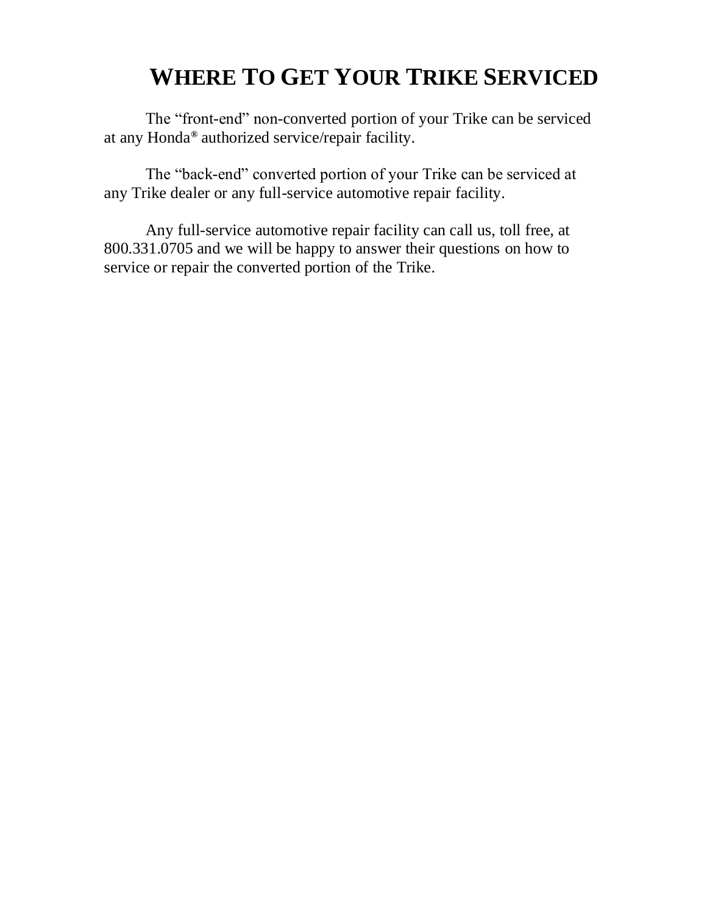# WHERE TO GET YOUR TRIKE SERVICED

The “front-end” non-converted portion of your Trike can be serviced at any Honda® authorized service/repair facility.

The “back-end” converted portion of your Trike can be serviced at any Trike dealer or any full-service automotive repair facility.

Any full-service automotive repair facility can call us, toll free, at 800.331.0705 and we will be happy to answer their questions on how to service or repair the converted portion of the Trike.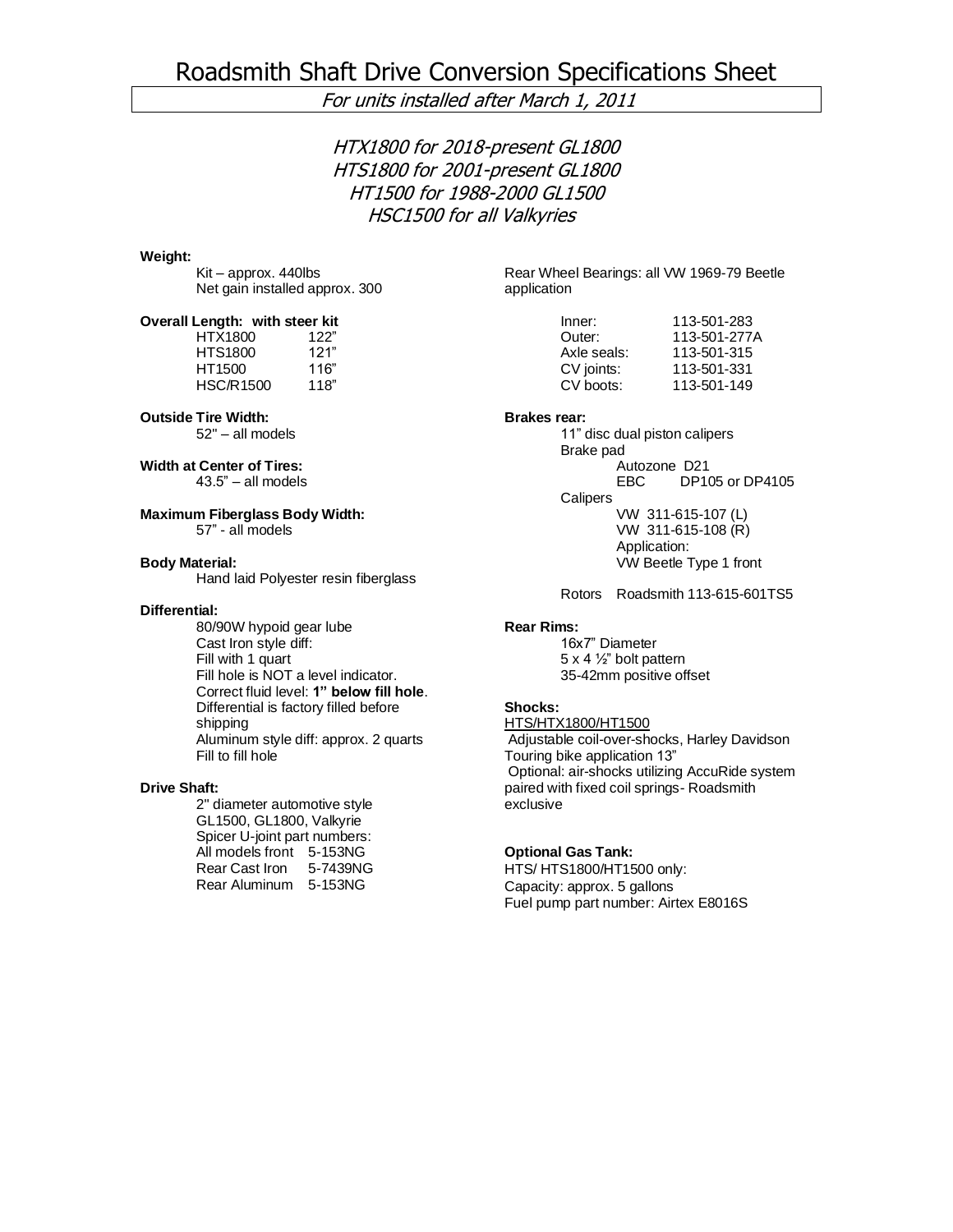# Roadsmith Shaft Drive Conversion Specifications Sheet

*For units installed after March 1, 2011*

*HTX1800 for 2018-present GL1800*
*HTS1800 for 2001-present GL1800*
*HT1500 for 1988-2000 GL1500*
*HSC1500 for all Valkyries*

**Weight:**

Kit – approx. 440lbs
Net gain installed approx. 300

**Overall Length: with steer kit**

| | |
|---|---|
| HTX1800 | 122" |
| HTS1800 | 121" |
| HT1500 | 116" |
| HSC/R1500 | 118" |

**Outside Tire Width:**

52" – all models

**Width at Center of Tires:**

43.5" – all models

**Maximum Fiberglass Body Width:**

57" - all models

**Body Material:**

Hand laid Polyester resin fiberglass

**Differential:**

80/90W hypoid gear lube
Cast Iron style diff:
Fill with 1 quart
Fill hole is NOT a level indicator.
Correct fluid level: **1" below fill hole**.
Differential is factory filled before shipping
Aluminum style diff: approx. 2 quarts
Fill to fill hole

**Drive Shaft:**

2" diameter automotive style
GL1500, GL1800, Valkyrie
Spicer U-joint part numbers:

| | |
|---|---|
| All models front | 5-153NG |
| Rear Cast Iron | 5-7439NG |
| Rear Aluminum | 5-153NG |

Rear Wheel Bearings: all VW 1969-79 Beetle application

| | |
|---|---|
| Inner: | 113-501-283 |
| Outer: | 113-501-277A |
| Axle seals: | 113-501-315 |
| CV joints: | 113-501-331 |
| CV boots: | 113-501-149 |

**Brakes rear:**

11" disc dual piston calipers
Brake pad
Autozone D21
EBC DP105 or DP4105
Calipers
VW 311-615-107 (L)
VW 311-615-108 (R)
Application:
VW Beetle Type 1 front

Rotors Roadsmith 113-615-601TS5

**Rear Rims:**

16x7" Diameter
5 x 4 ½" bolt pattern
35-42mm positive offset

**Shocks:**

HTS/HTX1800/HT1500
Adjustable coil-over-shocks, Harley Davidson Touring bike application 13"
Optional: air-shocks utilizing AccuRide system paired with fixed coil springs- Roadsmith exclusive

**Optional Gas Tank:**

HTS/ HTS1800/HT1500 only:
Capacity: approx. 5 gallons
Fuel pump part number: Airtex E8016S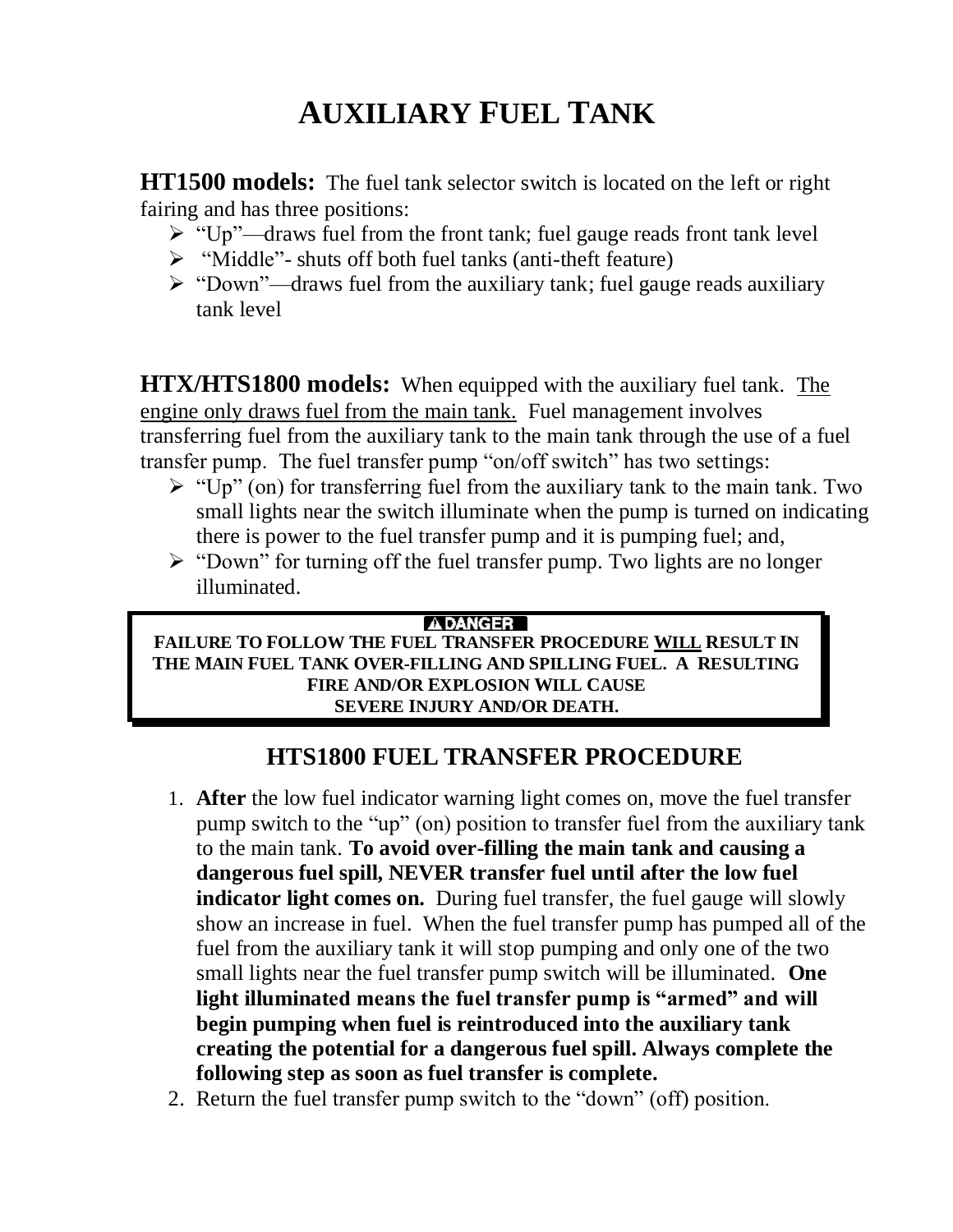# AUXILIARY FUEL TANK

**HT1500 models:** The fuel tank selector switch is located on the left or right fairing and has three positions:

- "Up"—draws fuel from the front tank; fuel gauge reads front tank level
- "Middle"- shuts off both fuel tanks (anti-theft feature)
- "Down"—draws fuel from the auxiliary tank; fuel gauge reads auxiliary tank level

**HTX/HTS1800 models:** When equipped with the auxiliary fuel tank. <u>The engine only draws fuel from the main tank.</u> Fuel management involves transferring fuel from the auxiliary tank to the main tank through the use of a fuel transfer pump. The fuel transfer pump "on/off switch" has two settings:

- "Up" (on) for transferring fuel from the auxiliary tank to the main tank. Two small lights near the switch illuminate when the pump is turned on indicating there is power to the fuel transfer pump and it is pumping fuel; and,
- "Down" for turning off the fuel transfer pump. Two lights are no longer illuminated.

> **⚠DANGER**
>
> **FAILURE TO FOLLOW THE FUEL TRANSFER PROCEDURE <u>WILL</u> RESULT IN THE MAIN FUEL TANK OVER-FILLING AND SPILLING FUEL. A RESULTING FIRE AND/OR EXPLOSION WILL CAUSE SEVERE INJURY AND/OR DEATH.**

## HTS1800 FUEL TRANSFER PROCEDURE

1. **After** the low fuel indicator warning light comes on, move the fuel transfer pump switch to the "up" (on) position to transfer fuel from the auxiliary tank to the main tank. **To avoid over-filling the main tank and causing a dangerous fuel spill, NEVER transfer fuel until after the low fuel indicator light comes on.** During fuel transfer, the fuel gauge will slowly show an increase in fuel. When the fuel transfer pump has pumped all of the fuel from the auxiliary tank it will stop pumping and only one of the two small lights near the fuel transfer pump switch will be illuminated. **One light illuminated means the fuel transfer pump is "armed" and will begin pumping when fuel is reintroduced into the auxiliary tank creating the potential for a dangerous fuel spill. Always complete the following step as soon as fuel transfer is complete.**
2. Return the fuel transfer pump switch to the "down" (off) position.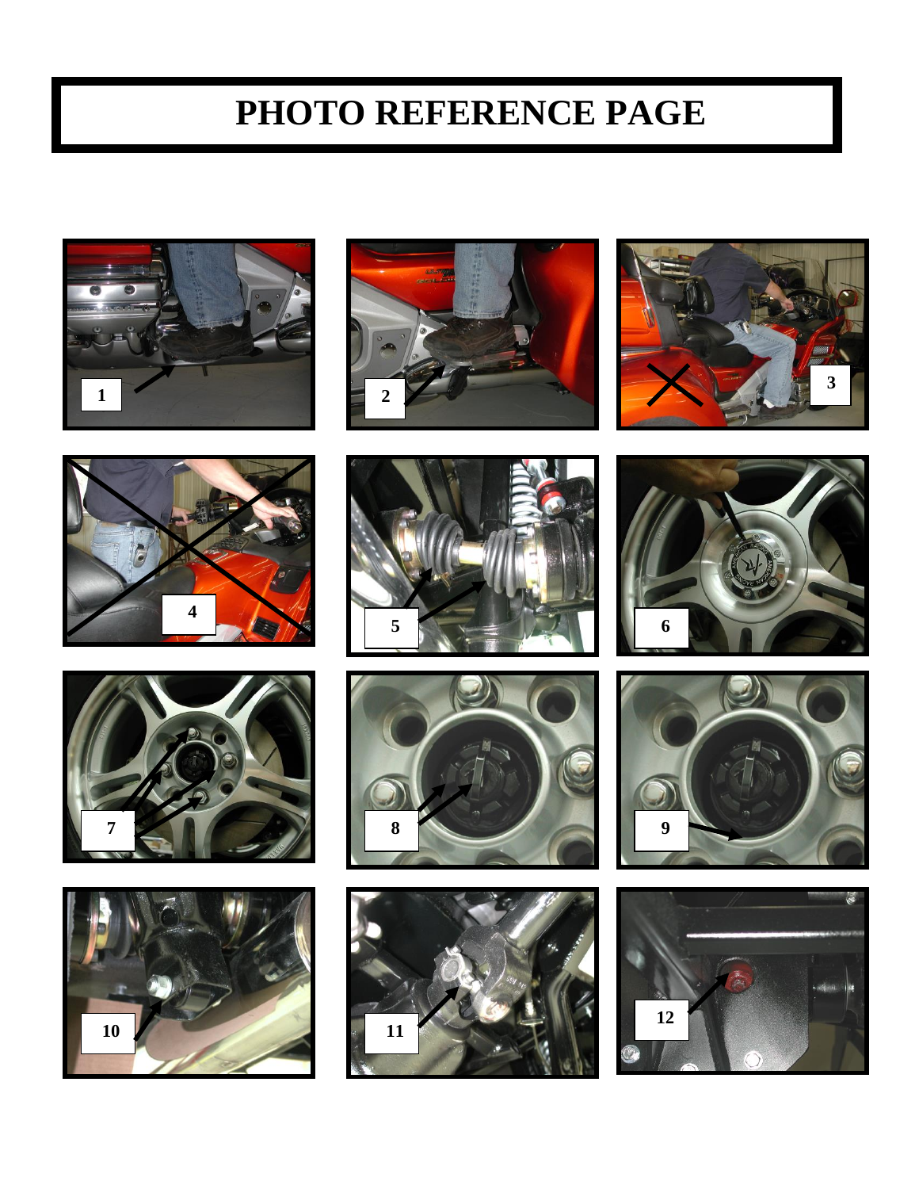# PHOTO REFERENCE PAGE

1

2

3

4

5

6

7

8

9

10

11

12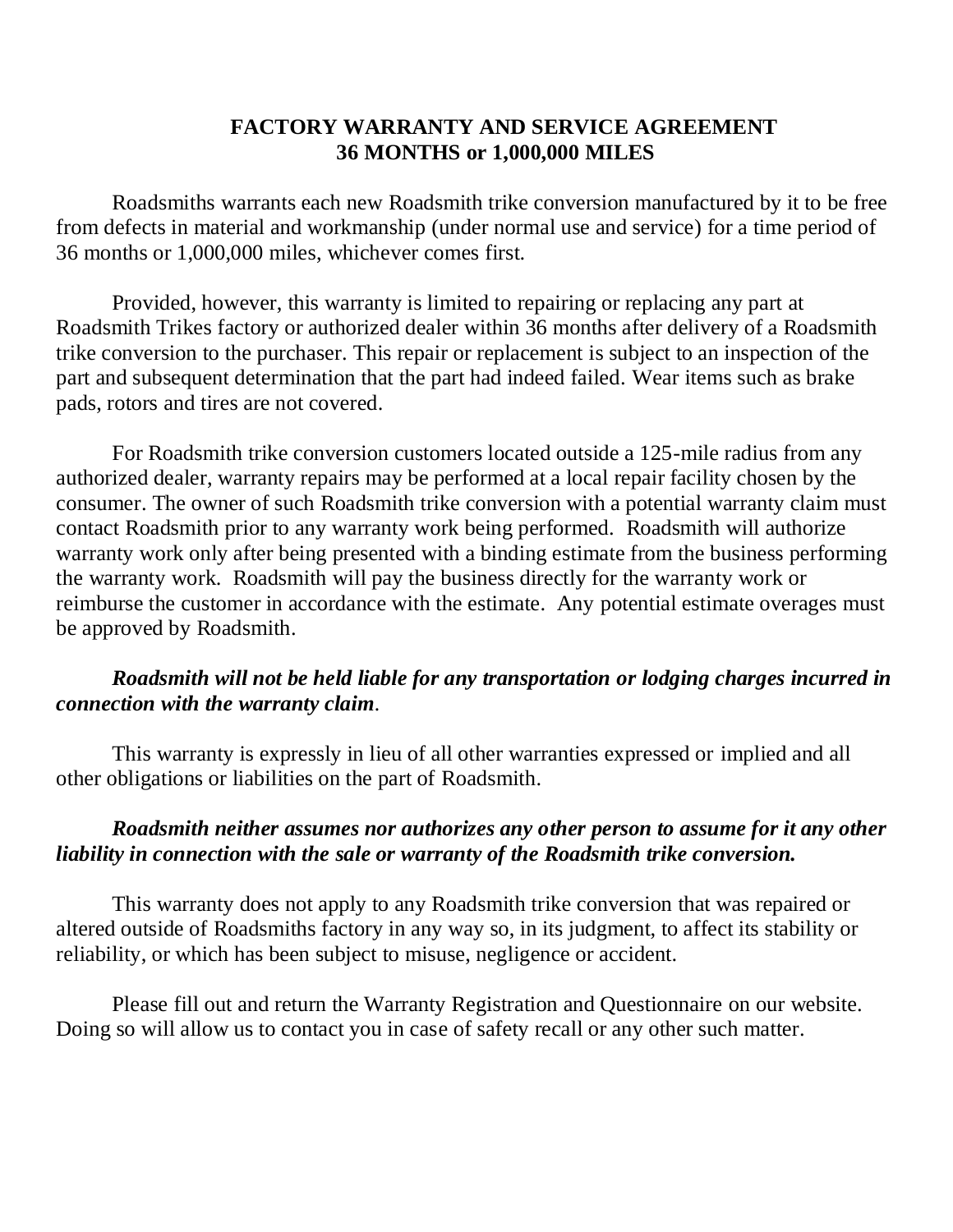# FACTORY WARRANTY AND SERVICE AGREEMENT
# 36 MONTHS or 1,000,000 MILES

Roadsmiths warrants each new Roadsmith trike conversion manufactured by it to be free from defects in material and workmanship (under normal use and service) for a time period of 36 months or 1,000,000 miles, whichever comes first.

Provided, however, this warranty is limited to repairing or replacing any part at Roadsmith Trikes factory or authorized dealer within 36 months after delivery of a Roadsmith trike conversion to the purchaser. This repair or replacement is subject to an inspection of the part and subsequent determination that the part had indeed failed. Wear items such as brake pads, rotors and tires are not covered.

For Roadsmith trike conversion customers located outside a 125-mile radius from any authorized dealer, warranty repairs may be performed at a local repair facility chosen by the consumer. The owner of such Roadsmith trike conversion with a potential warranty claim must contact Roadsmith prior to any warranty work being performed. Roadsmith will authorize warranty work only after being presented with a binding estimate from the business performing the warranty work. Roadsmith will pay the business directly for the warranty work or reimburse the customer in accordance with the estimate. Any potential estimate overages must be approved by Roadsmith.

***Roadsmith will not be held liable for any transportation or lodging charges incurred in connection with the warranty claim.***

This warranty is expressly in lieu of all other warranties expressed or implied and all other obligations or liabilities on the part of Roadsmith.

***Roadsmith neither assumes nor authorizes any other person to assume for it any other liability in connection with the sale or warranty of the Roadsmith trike conversion.***

This warranty does not apply to any Roadsmith trike conversion that was repaired or altered outside of Roadsmiths factory in any way so, in its judgment, to affect its stability or reliability, or which has been subject to misuse, negligence or accident.

Please fill out and return the Warranty Registration and Questionnaire on our website. Doing so will allow us to contact you in case of safety recall or any other such matter.